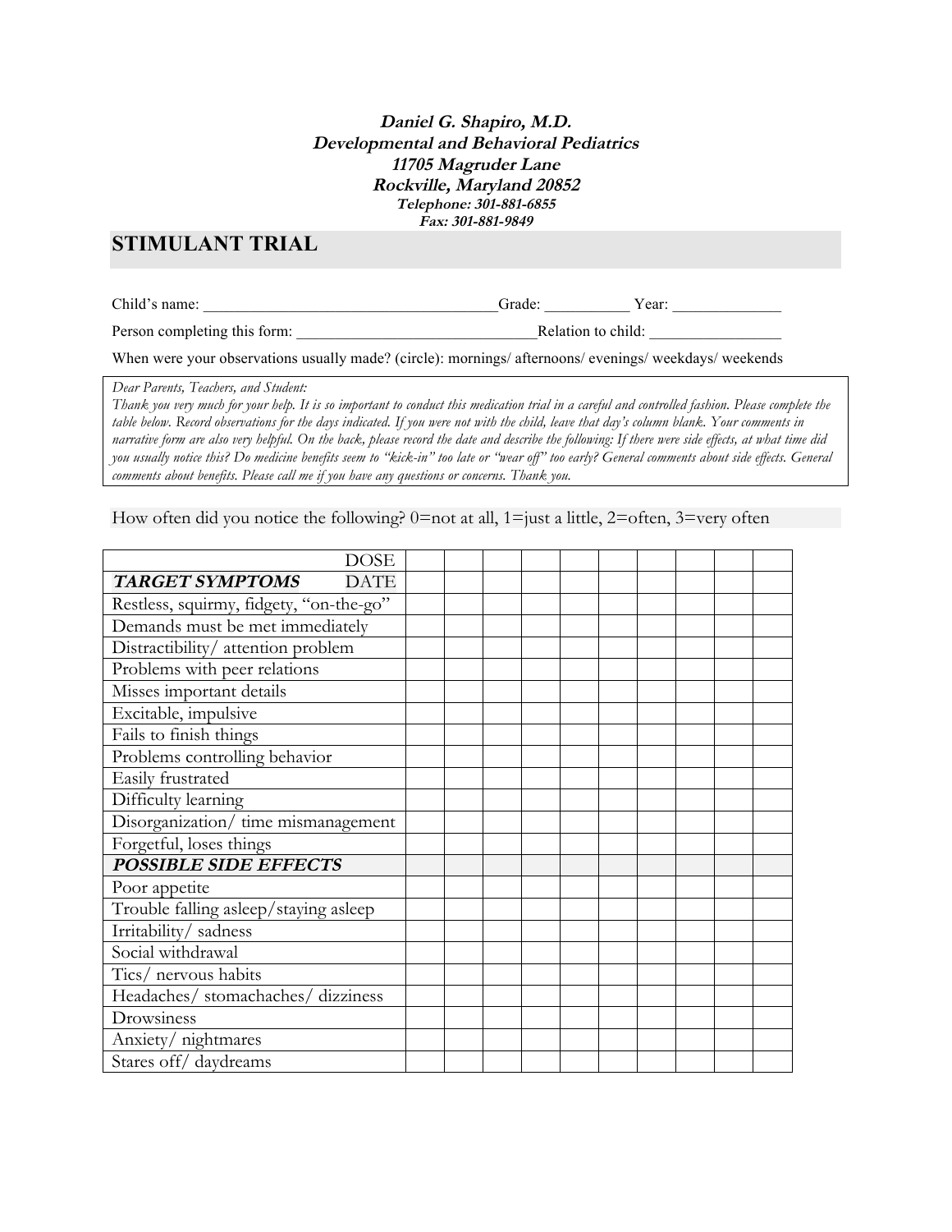**_Daniel G. Shapiro, M.D._**
**_Developmental and Behavioral Pediatrics_**
**_11705 Magruder Lane_**
**_Rockville, Maryland 20852_**
**_Telephone: 301-881-6855_**
**_Fax: 301-881-9849_**

## STIMULANT TRIAL

Child's name: ______________________________________Grade: ___________ Year: ______________

Person completing this form: ________________________________Relation to child: _________________

When were your observations usually made? (circle): mornings/ afternoons/ evenings/ weekdays/ weekends

*Dear Parents, Teachers, and Student:*
*Thank you very much for your help. It is so important to conduct this medication trial in a careful and controlled fashion. Please complete the table below. Record observations for the days indicated. If you were not with the child, leave that day's column blank. Your comments in narrative form are also very helpful. On the back, please record the date and describe the following: If there were side effects, at what time did you usually notice this? Do medicine benefits seem to "kick-in" too late or "wear off" too early? General comments about side effects. General comments about benefits. Please call me if you have any questions or concerns. Thank you.*

How often did you notice the following? 0=not at all, 1=just a little, 2=often, 3=very often

| DOSE | | | | | | | | | | |
|---|---|---|---|---|---|---|---|---|---|---|
| ***TARGET SYMPTOMS*** DATE | | | | | | | | | | |
| Restless, squirmy, fidgety, "on-the-go" | | | | | | | | | | |
| Demands must be met immediately | | | | | | | | | | |
| Distractibility/ attention problem | | | | | | | | | | |
| Problems with peer relations | | | | | | | | | | |
| Misses important details | | | | | | | | | | |
| Excitable, impulsive | | | | | | | | | | |
| Fails to finish things | | | | | | | | | | |
| Problems controlling behavior | | | | | | | | | | |
| Easily frustrated | | | | | | | | | | |
| Difficulty learning | | | | | | | | | | |
| Disorganization/ time mismanagement | | | | | | | | | | |
| Forgetful, loses things | | | | | | | | | | |
| ***POSSIBLE SIDE EFFECTS*** | | | | | | | | | | |
| Poor appetite | | | | | | | | | | |
| Trouble falling asleep/staying asleep | | | | | | | | | | |
| Irritability/ sadness | | | | | | | | | | |
| Social withdrawal | | | | | | | | | | |
| Tics/ nervous habits | | | | | | | | | | |
| Headaches/ stomachaches/ dizziness | | | | | | | | | | |
| Drowsiness | | | | | | | | | | |
| Anxiety/ nightmares | | | | | | | | | | |
| Stares off/ daydreams | | | | | | | | | | |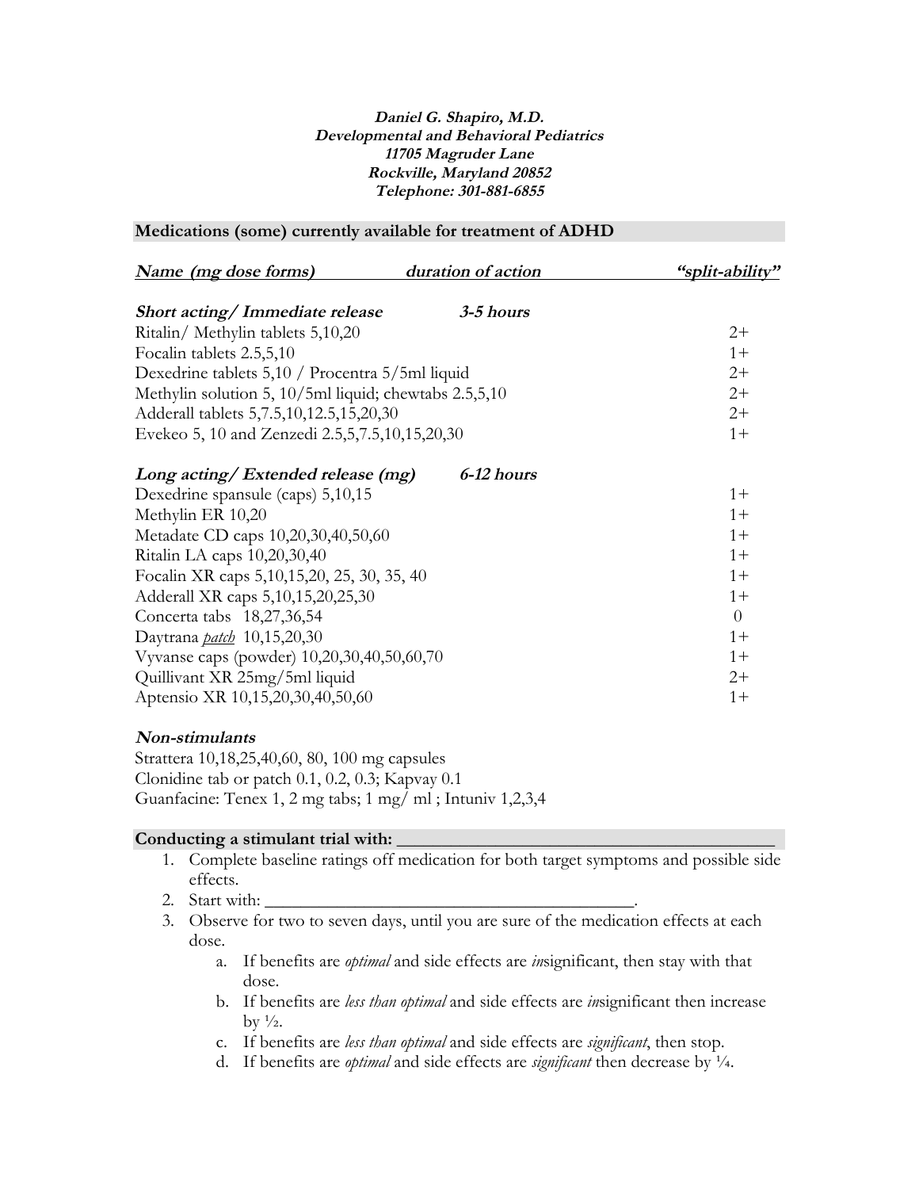***Daniel G. Shapiro, M.D.***
***Developmental and Behavioral Pediatrics***
***11705 Magruder Lane***
***Rockville, Maryland 20852***
***Telephone: 301-881-6855***

## Medications (some) currently available for treatment of ADHD

| ***Name (mg dose forms)*** | ***duration of action*** | ***"split-ability"*** |
|---|---|---|
| ***Short acting/ Immediate release*** | ***3-5 hours*** | |
| Ritalin/ Methylin tablets 5,10,20 | | 2+ |
| Focalin tablets 2.5,5,10 | | 1+ |
| Dexedrine tablets 5,10 / Procentra 5/5ml liquid | | 2+ |
| Methylin solution 5, 10/5ml liquid; chewtabs 2.5,5,10 | | 2+ |
| Adderall tablets 5,7.5,10,12.5,15,20,30 | | 2+ |
| Evekeo 5, 10 and Zenzedi 2.5,5,7.5,10,15,20,30 | | 1+ |
| ***Long acting/ Extended release (mg)*** | ***6-12 hours*** | |
| Dexedrine spansule (caps) 5,10,15 | | 1+ |
| Methylin ER 10,20 | | 1+ |
| Metadate CD caps 10,20,30,40,50,60 | | 1+ |
| Ritalin LA caps 10,20,30,40 | | 1+ |
| Focalin XR caps 5,10,15,20, 25, 30, 35, 40 | | 1+ |
| Adderall XR caps 5,10,15,20,25,30 | | 1+ |
| Concerta tabs 18,27,36,54 | | 0 |
| Daytrana *patch* 10,15,20,30 | | 1+ |
| Vyvanse caps (powder) 10,20,30,40,50,60,70 | | 1+ |
| Quillivant XR 25mg/5ml liquid | | 2+ |
| Aptensio XR 10,15,20,30,40,50,60 | | 1+ |

***Non-stimulants***

Strattera 10,18,25,40,60, 80, 100 mg capsules
Clonidine tab or patch 0.1, 0.2, 0.3; Kapvay 0.1
Guanfacine: Tenex 1, 2 mg tabs; 1 mg/ ml ; Intuniv 1,2,3,4

## Conducting a stimulant trial with: ________________________________________

1. Complete baseline ratings off medication for both target symptoms and possible side effects.
2. Start with: ________________________________________.
3. Observe for two to seven days, until you are sure of the medication effects at each dose.
    a. If benefits are *optimal* and side effects are *in*significant, then stay with that dose.
    b. If benefits are *less than optimal* and side effects are *in*significant then increase by ½.
    c. If benefits are *less than optimal* and side effects are *significant*, then stop.
    d. If benefits are *optimal* and side effects are *significant* then decrease by ¼.